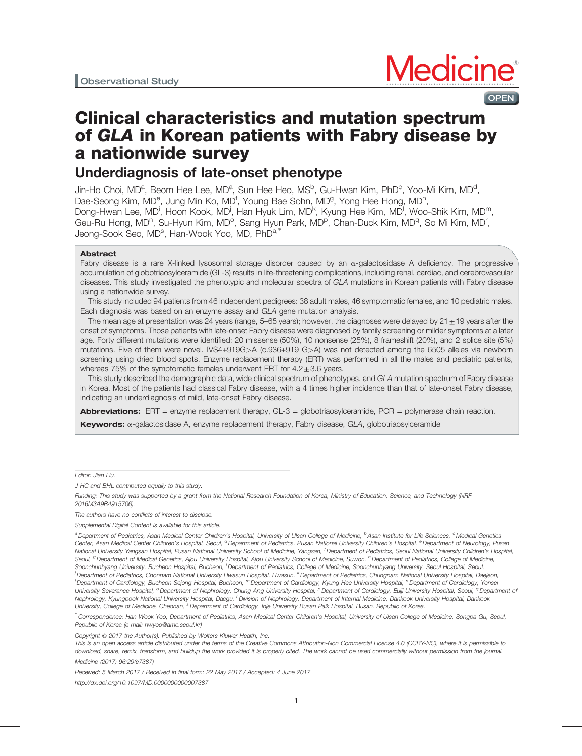Observational Study

# Clinical characteristics and mutation spectrum of *GLA* in Korean patients with Fabry disease by a nationwide survey

## Underdiagnosis of late-onset phenotype

Jin-Ho Choi, MD[a], Beom Hee Lee, MD[a], Sun Hee Heo, MS[b], Gu-Hwan Kim, PhD[c], Yoo-Mi Kim, MD[d], Dae-Seong Kim, MD[e], Jung Min Ko, MD[f], Young Bae Sohn, MD[g], Yong Hee Hong, MD[h], Dong-Hwan Lee, MD[i], Hoon Kook, MD[j], Han Hyuk Lim, MD[k], Kyung Hee Kim, MD[l], Woo-Shik Kim, MD[m], Geu-Ru Hong, MD[n], Su-Hyun Kim, MD[o], Sang Hyun Park, MD[p], Chan-Duck Kim, MD[q], So Mi Kim, MD[r], Jeong-Sook Seo, MD[s], Han-Wook Yoo, MD, PhD[a,*]

### Abstract

Fabry disease is a rare X-linked lysosomal storage disorder caused by an α-galactosidase A deficiency. The progressive accumulation of globotriaosylceramide (GL-3) results in life-threatening complications, including renal, cardiac, and cerebrovascular diseases. This study investigated the phenotypic and molecular spectra of *GLA* mutations in Korean patients with Fabry disease using a nationwide survey.

This study included 94 patients from 46 independent pedigrees: 38 adult males, 46 symptomatic females, and 10 pediatric males. Each diagnosis was based on an enzyme assay and *GLA* gene mutation analysis.

The mean age at presentation was 24 years (range, 5–65 years); however, the diagnoses were delayed by 21 ± 19 years after the onset of symptoms. Those patients with late-onset Fabry disease were diagnosed by family screening or milder symptoms at a later age. Forty different mutations were identified: 20 missense (50%), 10 nonsense (25%), 8 frameshift (20%), and 2 splice site (5%) mutations. Five of them were novel. IVS4+919G>A (c.936+919 G>A) was not detected among the 6505 alleles via newborn screening using dried blood spots. Enzyme replacement therapy (ERT) was performed in all the males and pediatric patients, whereas 75% of the symptomatic females underwent ERT for 4.2 ± 3.6 years.

This study described the demographic data, wide clinical spectrum of phenotypes, and *GLA* mutation spectrum of Fabry disease in Korea. Most of the patients had classical Fabry disease, with a 4 times higher incidence than that of late-onset Fabry disease, indicating an underdiagnosis of mild, late-onset Fabry disease.

**Abbreviations:** ERT = enzyme replacement therapy, GL-3 = globotriaosylceramide, PCR = polymerase chain reaction.

**Keywords:** α-galactosidase A, enzyme replacement therapy, Fabry disease, *GLA*, globotriaosylceramide

---

*Editor: Jian Liu.*

*J-HC and BHL contributed equally to this study.*

*Funding: This study was supported by a grant from the National Research Foundation of Korea, Ministry of Education, Science, and Technology (NRF-2016M3A9B4915706).*

*The authors have no conflicts of interest to disclose.*

*Supplemental Digital Content is available for this article.*

*[a] Department of Pediatrics, Asan Medical Center Children's Hospital, University of Ulsan College of Medicine, [b] Asan Institute for Life Sciences, [c] Medical Genetics Center, Asan Medical Center Children's Hospital, Seoul, [d] Department of Pediatrics, Pusan National University Children's Hospital, [e] Department of Neurology, Pusan National University Yangsan Hospital, Pusan National University School of Medicine, Yangsan, [f] Department of Pediatrics, Seoul National University Children's Hospital, Seoul, [g] Department of Medical Genetics, Ajou University Hospital, Ajou University School of Medicine, Suwon, [h] Department of Pediatrics, College of Medicine, Soonchunhyang University, Bucheon Hospital, Bucheon, [i] Department of Pediatrics, College of Medicine, Soonchunhyang University, Seoul Hospital, Seoul, [j] Department of Pediatrics, Chonnam National University Hwasun Hospital, Hwasun, [k] Department of Pediatrics, Chungnam National University Hospital, Daejeon, [l] Department of Cardiology, Bucheon Sejong Hospital, Bucheon, [m] Department of Cardiology, Kyung Hee University Hospital, [n] Department of Cardiology, Yonsei University Severance Hospital, [o] Department of Nephrology, Chung-Ang University Hospital, [p] Department of Cardiology, Eulji University Hospital, Seoul, [q] Department of Nephrology, Kyungpook National University Hospital, Daegu, [r] Division of Nephrology, Department of Internal Medicine, Dankook University Hospital, Dankook University, College of Medicine, Cheonan, [s] Department of Cardiology, Inje University Busan Paik Hospital, Busan, Republic of Korea.*

*[*] Correspondence: Han-Wook Yoo, Department of Pediatrics, Asan Medical Center Children's Hospital, University of Ulsan College of Medicine, Songpa-Gu, Seoul, Republic of Korea (e-mail: hwyoo@amc.seoul.kr)*

*Copyright © 2017 the Author(s). Published by Wolters Kluwer Health, Inc.*

*This is an open access article distributed under the terms of the Creative Commons Attribution-Non Commercial License 4.0 (CCBY-NC), where it is permissible to download, share, remix, transform, and buildup the work provided it is properly cited. The work cannot be used commercially without permission from the journal.*

*Medicine (2017) 96:29(e7387)*

*Received: 5 March 2017 / Received in final form: 22 May 2017 / Accepted: 4 June 2017*

*http://dx.doi.org/10.1097/MD.0000000000007387*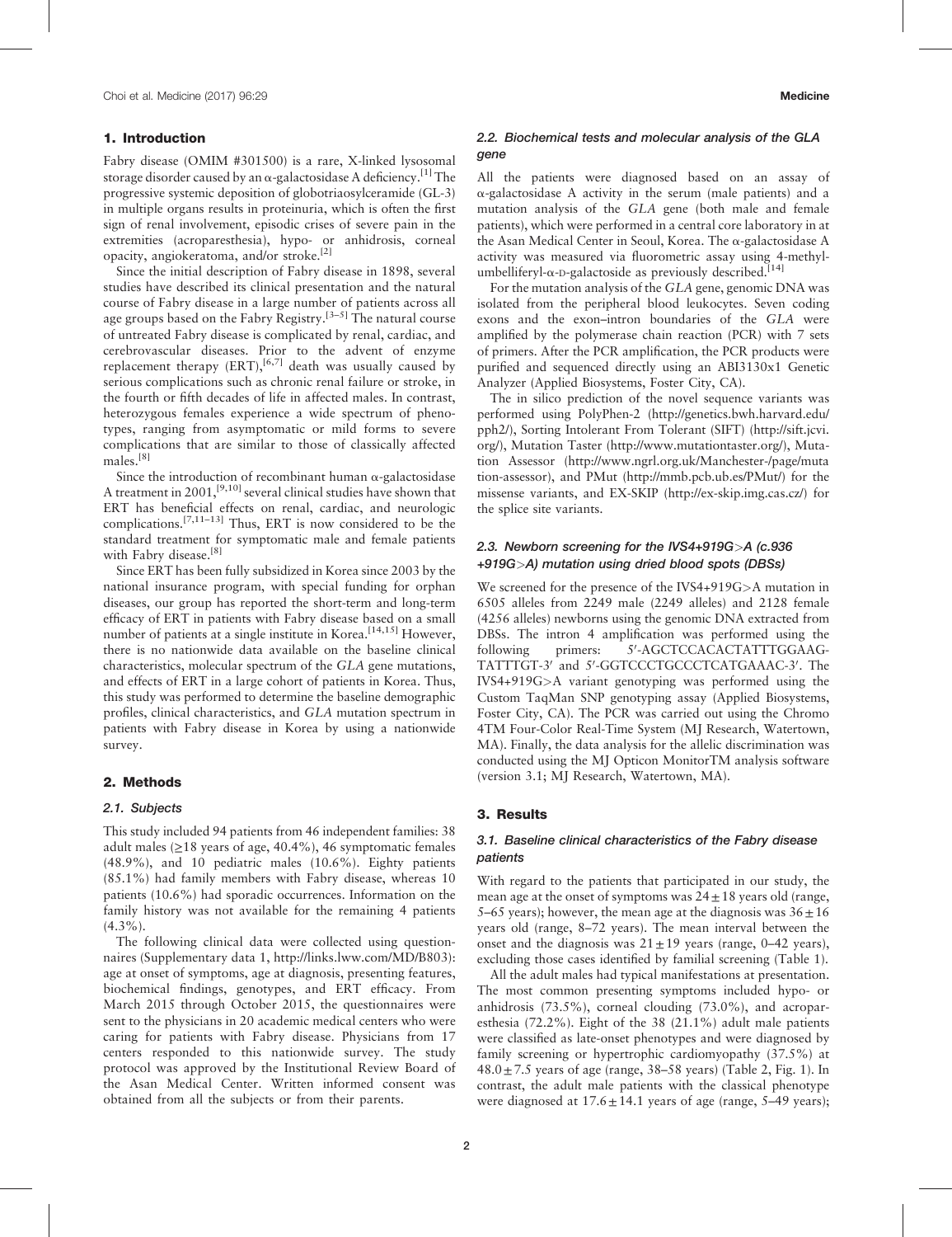## 1. Introduction

Fabry disease (OMIM #301500) is a rare, X-linked lysosomal storage disorder caused by an α-galactosidase A deficiency.[1] The progressive systemic deposition of globotriaosylceramide (GL-3) in multiple organs results in proteinuria, which is often the first sign of renal involvement, episodic crises of severe pain in the extremities (acroparesthesia), hypo- or anhidrosis, corneal opacity, angiokeratoma, and/or stroke.[2]

Since the initial description of Fabry disease in 1898, several studies have described its clinical presentation and the natural course of Fabry disease in a large number of patients across all age groups based on the Fabry Registry.[3–5] The natural course of untreated Fabry disease is complicated by renal, cardiac, and cerebrovascular diseases. Prior to the advent of enzyme replacement therapy (ERT),[6,7] death was usually caused by serious complications such as chronic renal failure or stroke, in the fourth or fifth decades of life in affected males. In contrast, heterozygous females experience a wide spectrum of phenotypes, ranging from asymptomatic or mild forms to severe complications that are similar to those of classically affected males.[8]

Since the introduction of recombinant human α-galactosidase A treatment in 2001,[9,10] several clinical studies have shown that ERT has beneficial effects on renal, cardiac, and neurologic complications.[7,11–13] Thus, ERT is now considered to be the standard treatment for symptomatic male and female patients with Fabry disease.[8]

Since ERT has been fully subsidized in Korea since 2003 by the national insurance program, with special funding for orphan diseases, our group has reported the short-term and long-term efficacy of ERT in patients with Fabry disease based on a small number of patients at a single institute in Korea.[14,15] However, there is no nationwide data available on the baseline clinical characteristics, molecular spectrum of the *GLA* gene mutations, and effects of ERT in a large cohort of patients in Korea. Thus, this study was performed to determine the baseline demographic profiles, clinical characteristics, and *GLA* mutation spectrum in patients with Fabry disease in Korea by using a nationwide survey.

## 2. Methods

### 2.1. Subjects

This study included 94 patients from 46 independent families: 38 adult males (≥18 years of age, 40.4%), 46 symptomatic females (48.9%), and 10 pediatric males (10.6%). Eighty patients (85.1%) had family members with Fabry disease, whereas 10 patients (10.6%) had sporadic occurrences. Information on the family history was not available for the remaining 4 patients (4.3%).

The following clinical data were collected using questionnaires (Supplementary data 1, http://links.lww.com/MD/B803): age at onset of symptoms, age at diagnosis, presenting features, biochemical findings, genotypes, and ERT efficacy. From March 2015 through October 2015, the questionnaires were sent to the physicians in 20 academic medical centers who were caring for patients with Fabry disease. Physicians from 17 centers responded to this nationwide survey. The study protocol was approved by the Institutional Review Board of the Asan Medical Center. Written informed consent was obtained from all the subjects or from their parents.

### 2.2. Biochemical tests and molecular analysis of the GLA gene

All the patients were diagnosed based on an assay of α-galactosidase A activity in the serum (male patients) and a mutation analysis of the *GLA* gene (both male and female patients), which were performed in a central core laboratory in at the Asan Medical Center in Seoul, Korea. The α-galactosidase A activity was measured via fluorometric assay using 4-methylumbelliferyl-α-D-galactoside as previously described.[14]

For the mutation analysis of the *GLA* gene, genomic DNA was isolated from the peripheral blood leukocytes. Seven coding exons and the exon–intron boundaries of the *GLA* were amplified by the polymerase chain reaction (PCR) with 7 sets of primers. After the PCR amplification, the PCR products were purified and sequenced directly using an ABI3130x1 Genetic Analyzer (Applied Biosystems, Foster City, CA).

The in silico prediction of the novel sequence variants was performed using PolyPhen-2 (http://genetics.bwh.harvard.edu/pph2/), Sorting Intolerant From Tolerant (SIFT) (http://sift.jcvi.org/), Mutation Taster (http://www.mutationtaster.org/), Mutation Assessor (http://www.ngrl.org.uk/Manchester-/page/mutation-assessor), and PMut (http://mmb.pcb.ub.es/PMut/) for the missense variants, and EX-SKIP (http://ex-skip.img.cas.cz/) for the splice site variants.

### 2.3. Newborn screening for the IVS4+919G>A (c.936+919G>A) mutation using dried blood spots (DBSs)

We screened for the presence of the IVS4+919G>A mutation in 6505 alleles from 2249 male (2249 alleles) and 2128 female (4256 alleles) newborns using the genomic DNA extracted from DBSs. The intron 4 amplification was performed using the following primers: 5′-AGCTCCACACTATTTGGAAG-TATTTGT-3′ and 5′-GGTCCCTGCCCTCATGAAAC-3′. The IVS4+919G>A variant genotyping was performed using the Custom TaqMan SNP genotyping assay (Applied Biosystems, Foster City, CA). The PCR was carried out using the Chromo 4TM Four-Color Real-Time System (MJ Research, Watertown, MA). Finally, the data analysis for the allelic discrimination was conducted using the MJ Opticon MonitorTM analysis software (version 3.1; MJ Research, Watertown, MA).

## 3. Results

### 3.1. Baseline clinical characteristics of the Fabry disease patients

With regard to the patients that participated in our study, the mean age at the onset of symptoms was 24 ± 18 years old (range, 5–65 years); however, the mean age at the diagnosis was 36 ± 16 years old (range, 8–72 years). The mean interval between the onset and the diagnosis was 21 ± 19 years (range, 0–42 years), excluding those cases identified by familial screening (Table 1).

All the adult males had typical manifestations at presentation. The most common presenting symptoms included hypo- or anhidrosis (73.5%), corneal clouding (73.0%), and acroparesthesia (72.2%). Eight of the 38 (21.1%) adult male patients were classified as late-onset phenotypes and were diagnosed by family screening or hypertrophic cardiomyopathy (37.5%) at 48.0 ± 7.5 years of age (range, 38–58 years) (Table 2, Fig. 1). In contrast, the adult male patients with the classical phenotype were diagnosed at 17.6 ± 14.1 years of age (range, 5–49 years);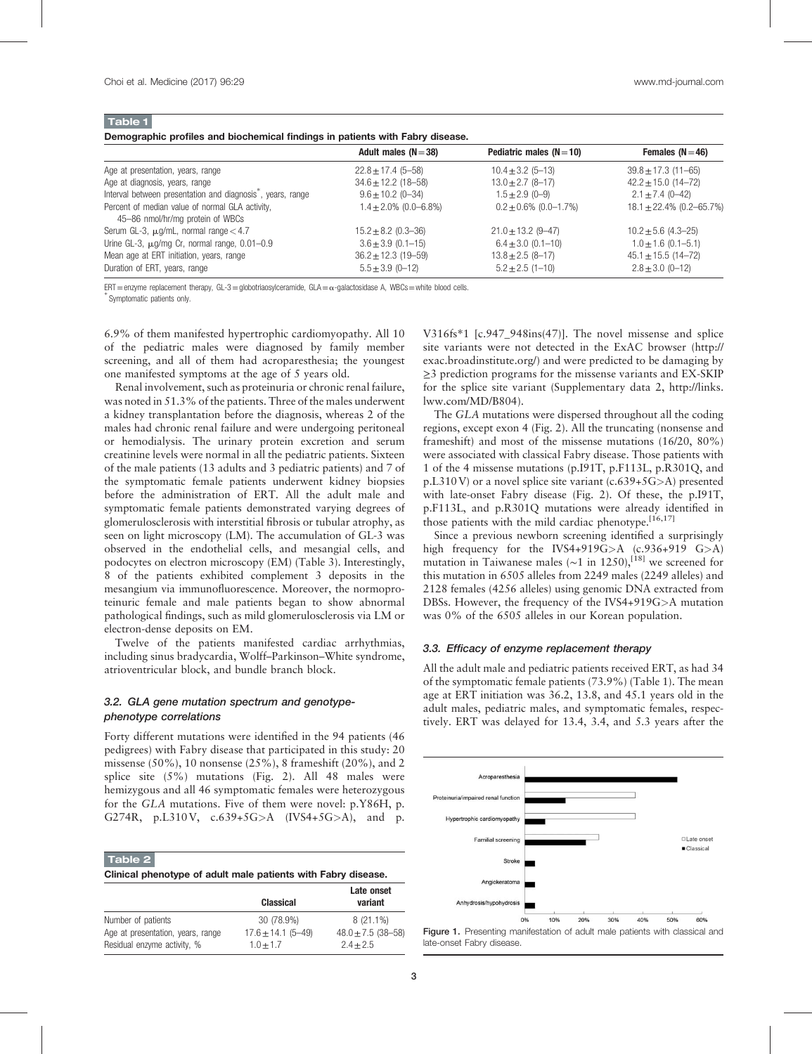**Table 1**

**Demographic profiles and biochemical findings in patients with Fabry disease.**

| | Adult males (N = 38) | Pediatric males (N = 10) | Females (N = 46) |
|---|---|---|---|
| Age at presentation, years, range | 22.8 ± 17.4 (5–58) | 10.4 ± 3.2 (5–13) | 39.8 ± 17.3 (11–65) |
| Age at diagnosis, years, range | 34.6 ± 12.2 (18–58) | 13.0 ± 2.7 (8–17) | 42.2 ± 15.0 (14–72) |
| Interval between presentation and diagnosis*, years, range | 9.6 ± 10.2 (0–34) | 1.5 ± 2.9 (0–9) | 2.1 ± 7.4 (0–42) |
| Percent of median value of normal GLA activity, 45–86 nmol/hr/mg protein of WBCs | 1.4 ± 2.0% (0.0–6.8%) | 0.2 ± 0.6% (0.0–1.7%) | 18.1 ± 22.4% (0.2–65.7%) |
| Serum GL-3, μg/mL, normal range < 4.7 | 15.2 ± 8.2 (0.3–36) | 21.0 ± 13.2 (9–47) | 10.2 ± 5.6 (4.3–25) |
| Urine GL-3, μg/mg Cr, normal range, 0.01–0.9 | 3.6 ± 3.9 (0.1–15) | 6.4 ± 3.0 (0.1–10) | 1.0 ± 1.6 (0.1–5.1) |
| Mean age at ERT initiation, years, range | 36.2 ± 12.3 (19–59) | 13.8 ± 2.5 (8–17) | 45.1 ± 15.5 (14–72) |
| Duration of ERT, years, range | 5.5 ± 3.9 (0–12) | 5.2 ± 2.5 (1–10) | 2.8 ± 3.0 (0–12) |

ERT = enzyme replacement therapy, GL-3 = globotriaosylceramide, GLA = α-galactosidase A, WBCs = white blood cells.
* Symptomatic patients only.

6.9% of them manifested hypertrophic cardiomyopathy. All 10 of the pediatric males were diagnosed by family member screening, and all of them had acroparesthesia; the youngest one manifested symptoms at the age of 5 years old.

Renal involvement, such as proteinuria or chronic renal failure, was noted in 51.3% of the patients. Three of the males underwent a kidney transplantation before the diagnosis, whereas 2 of the males had chronic renal failure and were undergoing peritoneal or hemodialysis. The urinary protein excretion and serum creatinine levels were normal in all the pediatric patients. Sixteen of the male patients (13 adults and 3 pediatric patients) and 7 of the symptomatic female patients underwent kidney biopsies before the administration of ERT. All the adult male and symptomatic female patients demonstrated varying degrees of glomerulosclerosis with interstitial fibrosis or tubular atrophy, as seen on light microscopy (LM). The accumulation of GL-3 was observed in the endothelial cells, and mesangial cells, and podocytes on electron microscopy (EM) (Table 3). Interestingly, 8 of the patients exhibited complement 3 deposits in the mesangium via immunofluorescence. Moreover, the normoproteinuric female and male patients began to show abnormal pathological findings, such as mild glomerulosclerosis via LM or electron-dense deposits on EM.

Twelve of the patients manifested cardiac arrhythmias, including sinus bradycardia, Wolff–Parkinson–White syndrome, atrioventricular block, and bundle branch block.

### 3.2. GLA gene mutation spectrum and genotype-phenotype correlations

Forty different mutations were identified in the 94 patients (46 pedigrees) with Fabry disease that participated in this study: 20 missense (50%), 10 nonsense (25%), 8 frameshift (20%), and 2 splice site (5%) mutations (Fig. 2). All 48 males were hemizygous and all 46 symptomatic females were heterozygous for the *GLA* mutations. Five of them were novel: p.Y86H, p.G274R, p.L310V, c.639+5G>A (IVS4+5G>A), and p.V316fs*1 [c.947_948ins(47)]. The novel missense and splice site variants were not detected in the ExAC browser (http://exac.broadinstitute.org/) and were predicted to be damaging by ≥3 prediction programs for the missense variants and EX-SKIP for the splice site variant (Supplementary data 2, http://links.lww.com/MD/B804).

The *GLA* mutations were dispersed throughout all the coding regions, except exon 4 (Fig. 2). All the truncating (nonsense and frameshift) and most of the missense mutations (16/20, 80%) were associated with classical Fabry disease. Those patients with 1 of the 4 missense mutations (p.I91T, p.F113L, p.R301Q, and p.L310V) or a novel splice site variant (c.639+5G>A) presented with late-onset Fabry disease (Fig. 2). Of these, the p.I91T, p.F113L, and p.R301Q mutations were already identified in those patients with the mild cardiac phenotype.[16,17]

Since a previous newborn screening identified a surprisingly high frequency for the IVS4+919G>A (c.936+919 G>A) mutation in Taiwanese males (~1 in 1250),[18] we screened for this mutation in 6505 alleles from 2249 males (2249 alleles) and 2128 females (4256 alleles) using genomic DNA extracted from DBSs. However, the frequency of the IVS4+919G>A mutation was 0% of the 6505 alleles in our Korean population.

**Table 2**

**Clinical phenotype of adult male patients with Fabry disease.**

| | Classical | Late onset variant |
|---|---|---|
| Number of patients | 30 (78.9%) | 8 (21.1%) |
| Age at presentation, years, range | 17.6 ± 14.1 (5–49) | 48.0 ± 7.5 (38–58) |
| Residual enzyme activity, % | 1.0 ± 1.7 | 2.4 ± 2.5 |

### 3.3. Efficacy of enzyme replacement therapy

All the adult male and pediatric patients received ERT, as had 34 of the symptomatic female patients (73.9%) (Table 1). The mean age at ERT initiation was 36.2, 13.8, and 45.1 years old in the adult males, pediatric males, and symptomatic females, respectively. ERT was delayed for 13.4, 3.4, and 5.3 years after the

**Figure 1.** Presenting manifestation of adult male patients with classical and late-onset Fabry disease.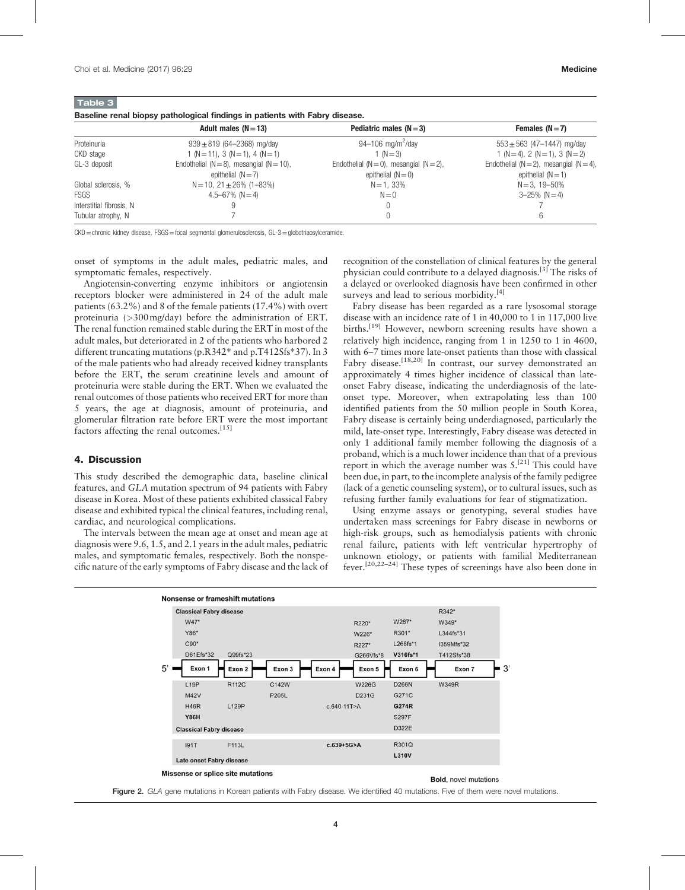**Table 3**

**Baseline renal biopsy pathological findings in patients with Fabry disease.**

| | Adult males (N = 13) | Pediatric males (N = 3) | Females (N = 7) |
|---|---|---|---|
| Proteinuria | 939 ± 819 (64–2368) mg/day | 94–106 mg/m$^2$/day | 553 ± 563 (47–1447) mg/day |
| CKD stage | 1 (N = 11), 3 (N = 1), 4 (N = 1) | 1 (N = 3) | 1 (N = 4), 2 (N = 1), 3 (N = 2) |
| GL-3 deposit | Endothelial (N = 8), mesangial (N = 10), epithelial (N = 7) | Endothelial (N = 0), mesangial (N = 2), epithelial (N = 0) | Endothelial (N = 2), mesangial (N = 4), epithelial (N = 1) |
| Global sclerosis, % | N = 10, 21 ± 26% (1–83%) | N = 1, 33% | N = 3, 19–50% |
| FSGS | 4.5–67% (N = 4) | N = 0 | 3–25% (N = 4) |
| Interstitial fibrosis, N | 9 | 0 | 7 |
| Tubular atrophy, N | 7 | 0 | 6 |

CKD = chronic kidney disease, FSGS = focal segmental glomerulosclerosis, GL-3 = globotriaosylceramide.

onset of symptoms in the adult males, pediatric males, and symptomatic females, respectively.

Angiotensin-converting enzyme inhibitors or angiotensin receptors blocker were administered in 24 of the adult male patients (63.2%) and 8 of the female patients (17.4%) with overt proteinuria (>300 mg/day) before the administration of ERT. The renal function remained stable during the ERT in most of the adult males, but deteriorated in 2 of the patients who harbored 2 different truncating mutations (p.R342* and p.T412Sfs*37). In 3 of the male patients who had already received kidney transplants before the ERT, the serum creatinine levels and amount of proteinuria were stable during the ERT. When we evaluated the renal outcomes of those patients who received ERT for more than 5 years, the age at diagnosis, amount of proteinuria, and glomerular filtration rate before ERT were the most important factors affecting the renal outcomes.[15]

## 4. Discussion

This study described the demographic data, baseline clinical features, and *GLA* mutation spectrum of 94 patients with Fabry disease in Korea. Most of these patients exhibited classical Fabry disease and exhibited typical the clinical features, including renal, cardiac, and neurological complications.

The intervals between the mean age at onset and mean age at diagnosis were 9.6, 1.5, and 2.1 years in the adult males, pediatric males, and symptomatic females, respectively. Both the nonspecific nature of the early symptoms of Fabry disease and the lack of recognition of the constellation of clinical features by the general physician could contribute to a delayed diagnosis.[3] The risks of a delayed or overlooked diagnosis have been confirmed in other surveys and lead to serious morbidity.[4]

Fabry disease has been regarded as a rare lysosomal storage disease with an incidence rate of 1 in 40,000 to 1 in 117,000 live births.[19] However, newborn screening results have shown a relatively high incidence, ranging from 1 in 1250 to 1 in 4600, with 6–7 times more late-onset patients than those with classical Fabry disease.[18,20] In contrast, our survey demonstrated an approximately 4 times higher incidence of classical than late-onset Fabry disease, indicating the underdiagnosis of the late-onset type. Moreover, when extrapolating less than 100 identified patients from the 50 million people in South Korea, Fabry disease is certainly being underdiagnosed, particularly the mild, late-onset type. Interestingly, Fabry disease was detected in only 1 additional family member following the diagnosis of a proband, which is a much lower incidence than that of a previous report in which the average number was 5.[21] This could have been due, in part, to the incomplete analysis of the family pedigree (lack of a genetic counseling system), or to cultural issues, such as refusing further family evaluations for fear of stigmatization.

Using enzyme assays or genotyping, several studies have undertaken mass screenings for Fabry disease in newborns or high-risk groups, such as hemodialysis patients with chronic renal failure, patients with left ventricular hypertrophy of unknown etiology, or patients with familial Mediterranean fever.[20,22–24] These types of screenings have also been done in

Figure 2. *GLA* gene mutations in Korean patients with Fabry disease. We identified 40 mutations. Five of them were novel mutations.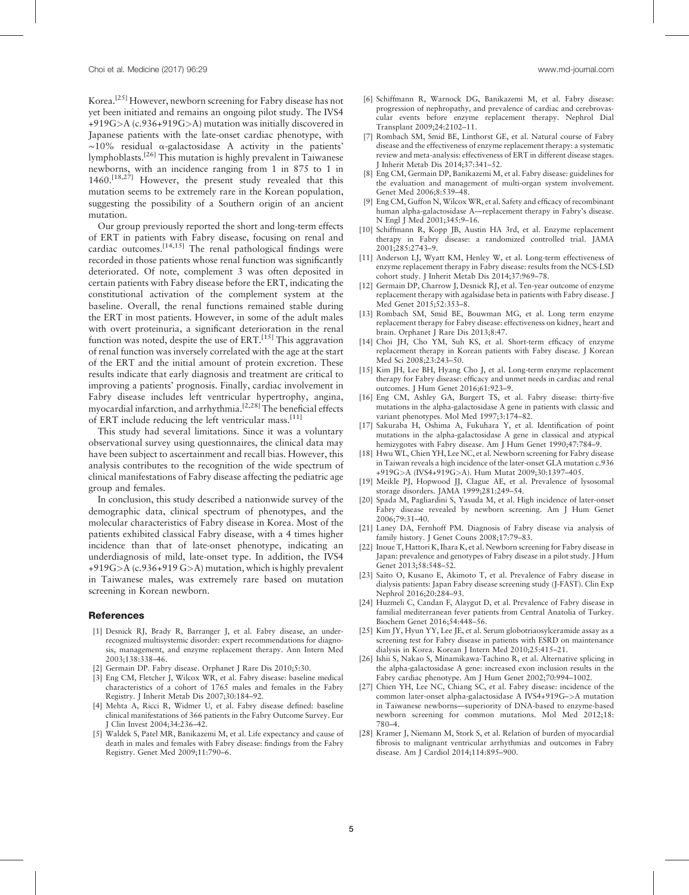Korea.[25] However, newborn screening for Fabry disease has not yet been initiated and remains an ongoing pilot study. The IVS4 +919G>A (c.936+919G>A) mutation was initially discovered in Japanese patients with the late-onset cardiac phenotype, with ~10% residual α-galactosidase A activity in the patients' lymphoblasts.[26] This mutation is highly prevalent in Taiwanese newborns, with an incidence ranging from 1 in 875 to 1 in 1460.[18,27] However, the present study revealed that this mutation seems to be extremely rare in the Korean population, suggesting the possibility of a Southern origin of an ancient mutation.

Our group previously reported the short and long-term effects of ERT in patients with Fabry disease, focusing on renal and cardiac outcomes.[14,15] The renal pathological findings were recorded in those patients whose renal function was significantly deteriorated. Of note, complement 3 was often deposited in certain patients with Fabry disease before the ERT, indicating the constitutional activation of the complement system at the baseline. Overall, the renal functions remained stable during the ERT in most patients. However, in some of the adult males with overt proteinuria, a significant deterioration in the renal function was noted, despite the use of ERT.[15] This aggravation of renal function was inversely correlated with the age at the start of the ERT and the initial amount of protein excretion. These results indicate that early diagnosis and treatment are critical to improving a patients' prognosis. Finally, cardiac involvement in Fabry disease includes left ventricular hypertrophy, angina, myocardial infarction, and arrhythmia.[2,28] The beneficial effects of ERT include reducing the left ventricular mass.[11]

This study had several limitations. Since it was a voluntary observational survey using questionnaires, the clinical data may have been subject to ascertainment and recall bias. However, this analysis contributes to the recognition of the wide spectrum of clinical manifestations of Fabry disease affecting the pediatric age group and females.

In conclusion, this study described a nationwide survey of the demographic data, clinical spectrum of phenotypes, and the molecular characteristics of Fabry disease in Korea. Most of the patients exhibited classical Fabry disease, with a 4 times higher incidence than that of late-onset phenotype, indicating an underdiagnosis of mild, late-onset type. In addition, the IVS4 +919G>A (c.936+919 G>A) mutation, which is highly prevalent in Taiwanese males, was extremely rare based on mutation screening in Korean newborn.

## References

[1] Desnick RJ, Brady R, Barranger J, et al. Fabry disease, an under-recognized multisystemic disorder: expert recommendations for diagnosis, management, and enzyme replacement therapy. Ann Intern Med 2003;138:338–46.

[2] Germain DP. Fabry disease. Orphanet J Rare Dis 2010;5:30.

[3] Eng CM, Fletcher J, Wilcox WR, et al. Fabry disease: baseline medical characteristics of a cohort of 1765 males and females in the Fabry Registry. J Inherit Metab Dis 2007;30:184–92.

[4] Mehta A, Ricci R, Widmer U, et al. Fabry disease defined: baseline clinical manifestations of 366 patients in the Fabry Outcome Survey. Eur J Clin Invest 2004;34:236–42.

[5] Waldek S, Patel MR, Banikazemi M, et al. Life expectancy and cause of death in males and females with Fabry disease: findings from the Fabry Registry. Genet Med 2009;11:790–6.

[6] Schiffmann R, Warnock DG, Banikazemi M, et al. Fabry disease: progression of nephropathy, and prevalence of cardiac and cerebrovascular events before enzyme replacement therapy. Nephrol Dial Transplant 2009;24:2102–11.

[7] Rombach SM, Smid BE, Linthorst GE, et al. Natural course of Fabry disease and the effectiveness of enzyme replacement therapy: a systematic review and meta-analysis: effectiveness of ERT in different disease stages. J Inherit Metab Dis 2014;37:341–52.

[8] Eng CM, Germain DP, Banikazemi M, et al. Fabry disease: guidelines for the evaluation and management of multi-organ system involvement. Genet Med 2006;8:539–48.

[9] Eng CM, Guffon N, Wilcox WR, et al. Safety and efficacy of recombinant human alpha-galactosidase A—replacement therapy in Fabry's disease. N Engl J Med 2001;345:9–16.

[10] Schiffmann R, Kopp JB, Austin HA 3rd, et al. Enzyme replacement therapy in Fabry disease: a randomized controlled trial. JAMA 2001;285:2743–9.

[11] Anderson LJ, Wyatt KM, Henley W, et al. Long-term effectiveness of enzyme replacement therapy in Fabry disease: results from the NCS-LSD cohort study. J Inherit Metab Dis 2014;37:969–78.

[12] Germain DP, Charrow J, Desnick RJ, et al. Ten-year outcome of enzyme replacement therapy with agalsidase beta in patients with Fabry disease. J Med Genet 2015;52:353–8.

[13] Rombach SM, Smid BE, Bouwman MG, et al. Long term enzyme replacement therapy for Fabry disease: effectiveness on kidney, heart and brain. Orphanet J Rare Dis 2013;8:47.

[14] Choi JH, Cho YM, Suh KS, et al. Short-term efficacy of enzyme replacement therapy in Korean patients with Fabry disease. J Korean Med Sci 2008;23:243–50.

[15] Kim JH, Lee BH, Hyang Cho J, et al. Long-term enzyme replacement therapy for Fabry disease: efficacy and unmet needs in cardiac and renal outcomes. J Hum Genet 2016;61:923–9.

[16] Eng CM, Ashley GA, Burgert TS, et al. Fabry disease: thirty-five mutations in the alpha-galactosidase A gene in patients with classic and variant phenotypes. Mol Med 1997;3:174–82.

[17] Sakuraba H, Oshima A, Fukuhara Y, et al. Identification of point mutations in the alpha-galactosidase A gene in classical and atypical hemizygotes with Fabry disease. Am J Hum Genet 1990;47:784–9.

[18] Hwu WL, Chien YH, Lee NC, et al. Newborn screening for Fabry disease in Taiwan reveals a high incidence of the later-onset GLA mutation c.936 +919G>A (IVS4+919G>A). Hum Mutat 2009;30:1397–405.

[19] Meikle PJ, Hopwood JJ, Clague AE, et al. Prevalence of lysosomal storage disorders. JAMA 1999;281:249–54.

[20] Spada M, Pagliardini S, Yasuda M, et al. High incidence of later-onset Fabry disease revealed by newborn screening. Am J Hum Genet 2006;79:31–40.

[21] Laney DA, Fernhoff PM. Diagnosis of Fabry disease via analysis of family history. J Genet Couns 2008;17:79–83.

[22] Inoue T, Hattori K, Ihara K, et al. Newborn screening for Fabry disease in Japan: prevalence and genotypes of Fabry disease in a pilot study. J Hum Genet 2013;58:548–52.

[23] Saito O, Kusano E, Akimoto T, et al. Prevalence of Fabry disease in dialysis patients: Japan Fabry disease screening study (J-FAST). Clin Exp Nephrol 2016;20:284–93.

[24] Huzmeli C, Candan F, Alaygut D, et al. Prevalence of Fabry disease in familial mediterranean fever patients from Central Anatolia of Turkey. Biochem Genet 2016;54:448–56.

[25] Kim JY, Hyun YY, Lee JE, et al. Serum globotriaosylceramide assay as a screening test for Fabry disease in patients with ESRD on maintenance dialysis in Korea. Korean J Intern Med 2010;25:415–21.

[26] Ishii S, Nakao S, Minamikawa-Tachino R, et al. Alternative splicing in the alpha-galactosidase A gene: increased exon inclusion results in the Fabry cardiac phenotype. Am J Hum Genet 2002;70:994–1002.

[27] Chien YH, Lee NC, Chiang SC, et al. Fabry disease: incidence of the common later-onset alpha-galactosidase A IVS4+919G–>A mutation in Taiwanese newborns—superiority of DNA-based to enzyme-based newborn screening for common mutations. Mol Med 2012;18: 780–4.

[28] Kramer J, Niemann M, Stork S, et al. Relation of burden of myocardial fibrosis to malignant ventricular arrhythmias and outcomes in Fabry disease. Am J Cardiol 2014;114:895–900.